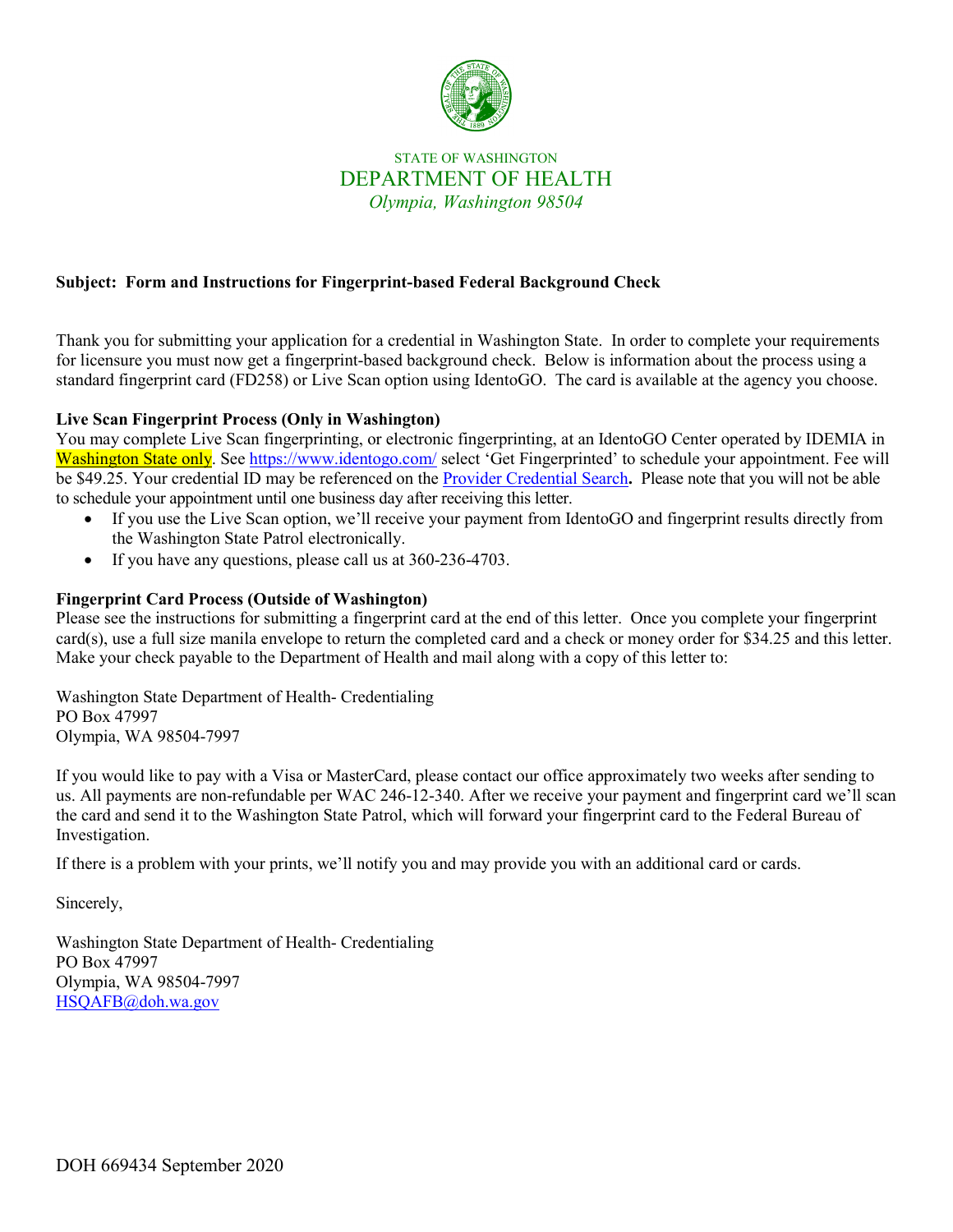STATE OF WASHINGTON

# DEPARTMENT OF HEALTH

*Olympia, Washington 98504*

**Subject: Form and Instructions for Fingerprint-based Federal Background Check**

Thank you for submitting your application for a credential in Washington State. In order to complete your requirements for licensure you must now get a fingerprint-based background check. Below is information about the process using a standard fingerprint card (FD258) or Live Scan option using IdentoGO. The card is available at the agency you choose.

**Live Scan Fingerprint Process (Only in Washington)**

You may complete Live Scan fingerprinting, or electronic fingerprinting, at an IdentoGO Center operated by IDEMIA in Washington State only. See https://www.identogo.com/ select 'Get Fingerprinted' to schedule your appointment. Fee will be $49.25. Your credential ID may be referenced on the Provider Credential Search**.** Please note that you will not be able to schedule your appointment until one business day after receiving this letter.

- If you use the Live Scan option, we'll receive your payment from IdentoGO and fingerprint results directly from the Washington State Patrol electronically.
- If you have any questions, please call us at 360-236-4703.

**Fingerprint Card Process (Outside of Washington)**

Please see the instructions for submitting a fingerprint card at the end of this letter. Once you complete your fingerprint card(s), use a full size manila envelope to return the completed card and a check or money order for $34.25 and this letter. Make your check payable to the Department of Health and mail along with a copy of this letter to:

Washington State Department of Health- Credentialing
PO Box 47997
Olympia, WA 98504-7997

If you would like to pay with a Visa or MasterCard, please contact our office approximately two weeks after sending to us. All payments are non-refundable per WAC 246-12-340. After we receive your payment and fingerprint card we'll scan the card and send it to the Washington State Patrol, which will forward your fingerprint card to the Federal Bureau of Investigation.

If there is a problem with your prints, we'll notify you and may provide you with an additional card or cards.

Sincerely,

Washington State Department of Health- Credentialing
PO Box 47997
Olympia, WA 98504-7997
HSQAFB@doh.wa.gov

DOH 669434 September 2020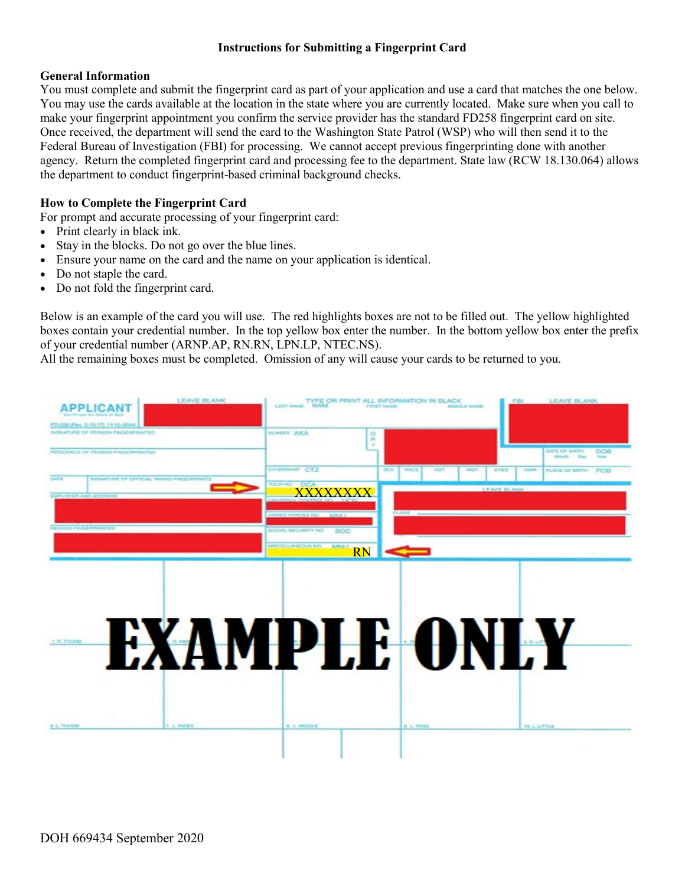**Instructions for Submitting a Fingerprint Card**

## General Information

You must complete and submit the fingerprint card as part of your application and use a card that matches the one below. You may use the cards available at the location in the state where you are currently located. Make sure when you call to make your fingerprint appointment you confirm the service provider has the standard FD258 fingerprint card on site. Once received, the department will send the card to the Washington State Patrol (WSP) who will then send it to the Federal Bureau of Investigation (FBI) for processing. We cannot accept previous fingerprinting done with another agency. Return the completed fingerprint card and processing fee to the department. State law (RCW 18.130.064) allows the department to conduct fingerprint-based criminal background checks.

## How to Complete the Fingerprint Card

For prompt and accurate processing of your fingerprint card:

- Print clearly in black ink.
- Stay in the blocks. Do not go over the blue lines.
- Ensure your name on the card and the name on your application is identical.
- Do not staple the card.
- Do not fold the fingerprint card.

Below is an example of the card you will use. The red highlights boxes are not to be filled out. The yellow highlighted boxes contain your credential number. In the top yellow box enter the number. In the bottom yellow box enter the prefix of your credential number (ARNP.AP, RN.RN, LPN.LP, NTEC.NS).

All the remaining boxes must be completed. Omission of any will cause your cards to be returned to you.

XXXXXXXX

RN

**EXAMPLE ONLY**

DOH 669434 September 2020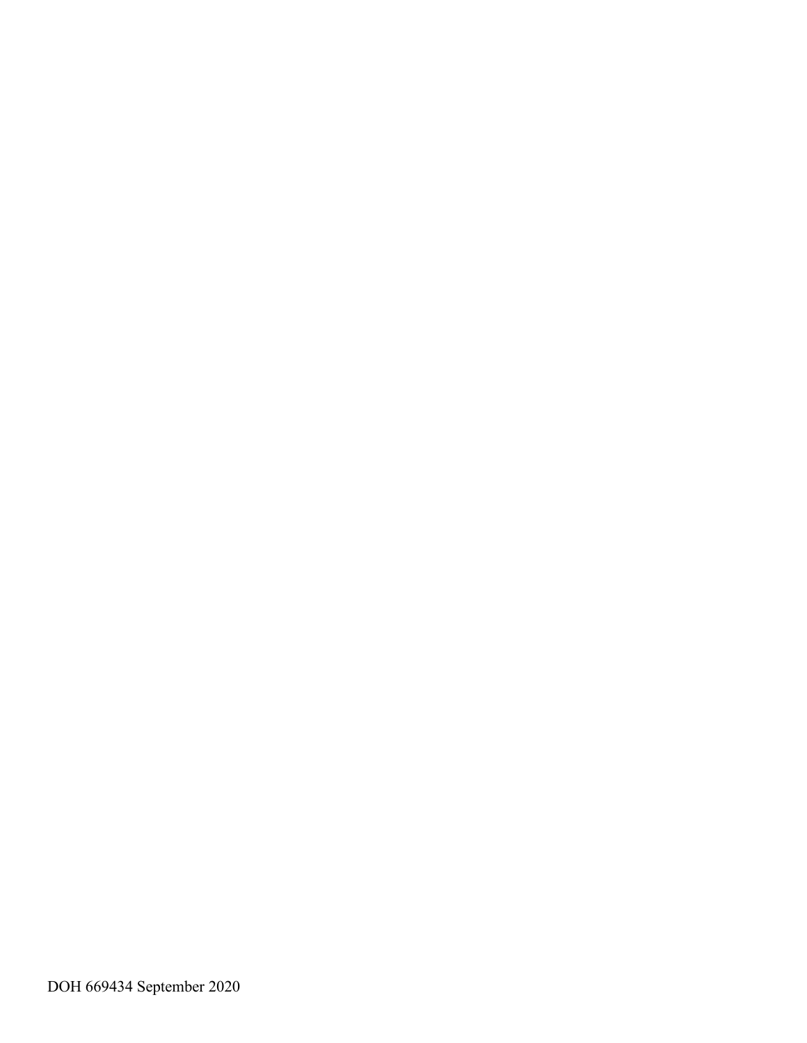DOH 669434 September 2020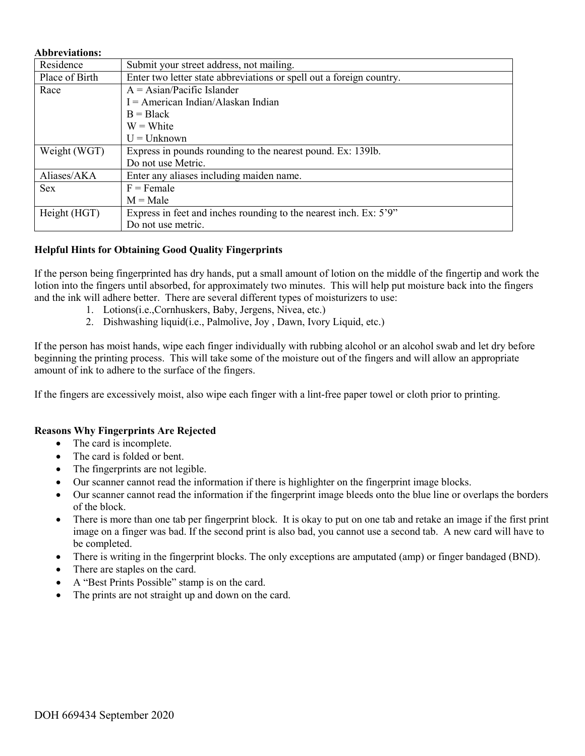**Abbreviations:**

| Residence | Submit your street address, not mailing. |
|---|---|
| Place of Birth | Enter two letter state abbreviations or spell out a foreign country. |
| Race | A = Asian/Pacific Islander<br>I = American Indian/Alaskan Indian<br>B = Black<br>W = White<br>U = Unknown |
| Weight (WGT) | Express in pounds rounding to the nearest pound. Ex: 139lb.<br>Do not use Metric. |
| Aliases/AKA | Enter any aliases including maiden name. |
| Sex | F = Female<br>M = Male |
| Height (HGT) | Express in feet and inches rounding to the nearest inch. Ex: 5'9"<br>Do not use metric. |

**Helpful Hints for Obtaining Good Quality Fingerprints**

If the person being fingerprinted has dry hands, put a small amount of lotion on the middle of the fingertip and work the lotion into the fingers until absorbed, for approximately two minutes. This will help put moisture back into the fingers and the ink will adhere better. There are several different types of moisturizers to use:

1. Lotions(i.e.,Cornhuskers, Baby, Jergens, Nivea, etc.)
2. Dishwashing liquid(i.e., Palmolive, Joy , Dawn, Ivory Liquid, etc.)

If the person has moist hands, wipe each finger individually with rubbing alcohol or an alcohol swab and let dry before beginning the printing process. This will take some of the moisture out of the fingers and will allow an appropriate amount of ink to adhere to the surface of the fingers.

If the fingers are excessively moist, also wipe each finger with a lint-free paper towel or cloth prior to printing.

**Reasons Why Fingerprints Are Rejected**

- The card is incomplete.
- The card is folded or bent.
- The fingerprints are not legible.
- Our scanner cannot read the information if there is highlighter on the fingerprint image blocks.
- Our scanner cannot read the information if the fingerprint image bleeds onto the blue line or overlaps the borders of the block.
- There is more than one tab per fingerprint block. It is okay to put on one tab and retake an image if the first print image on a finger was bad. If the second print is also bad, you cannot use a second tab. A new card will have to be completed.
- There is writing in the fingerprint blocks. The only exceptions are amputated (amp) or finger bandaged (BND).
- There are staples on the card.
- A "Best Prints Possible" stamp is on the card.
- The prints are not straight up and down on the card.

DOH 669434 September 2020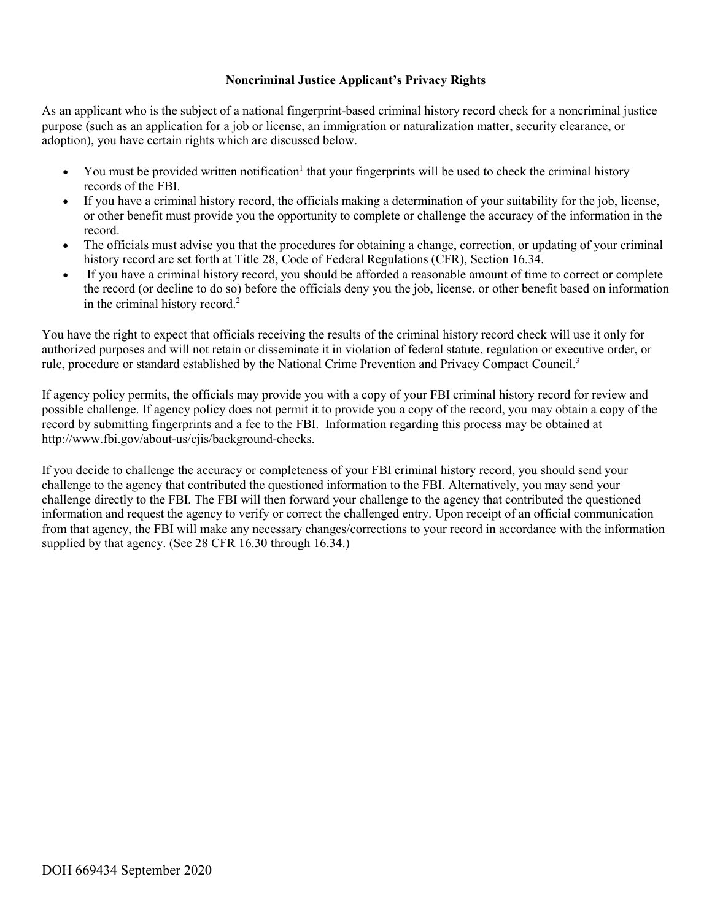**Noncriminal Justice Applicant's Privacy Rights**

As an applicant who is the subject of a national fingerprint-based criminal history record check for a noncriminal justice purpose (such as an application for a job or license, an immigration or naturalization matter, security clearance, or adoption), you have certain rights which are discussed below.

- You must be provided written notification[1] that your fingerprints will be used to check the criminal history records of the FBI.
- If you have a criminal history record, the officials making a determination of your suitability for the job, license, or other benefit must provide you the opportunity to complete or challenge the accuracy of the information in the record.
- The officials must advise you that the procedures for obtaining a change, correction, or updating of your criminal history record are set forth at Title 28, Code of Federal Regulations (CFR), Section 16.34.
- If you have a criminal history record, you should be afforded a reasonable amount of time to correct or complete the record (or decline to do so) before the officials deny you the job, license, or other benefit based on information in the criminal history record.[2]

You have the right to expect that officials receiving the results of the criminal history record check will use it only for authorized purposes and will not retain or disseminate it in violation of federal statute, regulation or executive order, or rule, procedure or standard established by the National Crime Prevention and Privacy Compact Council.[3]

If agency policy permits, the officials may provide you with a copy of your FBI criminal history record for review and possible challenge. If agency policy does not permit it to provide you a copy of the record, you may obtain a copy of the record by submitting fingerprints and a fee to the FBI. Information regarding this process may be obtained at http://www.fbi.gov/about-us/cjis/background-checks.

If you decide to challenge the accuracy or completeness of your FBI criminal history record, you should send your challenge to the agency that contributed the questioned information to the FBI. Alternatively, you may send your challenge directly to the FBI. The FBI will then forward your challenge to the agency that contributed the questioned information and request the agency to verify or correct the challenged entry. Upon receipt of an official communication from that agency, the FBI will make any necessary changes/corrections to your record in accordance with the information supplied by that agency. (See 28 CFR 16.30 through 16.34.)

DOH 669434 September 2020